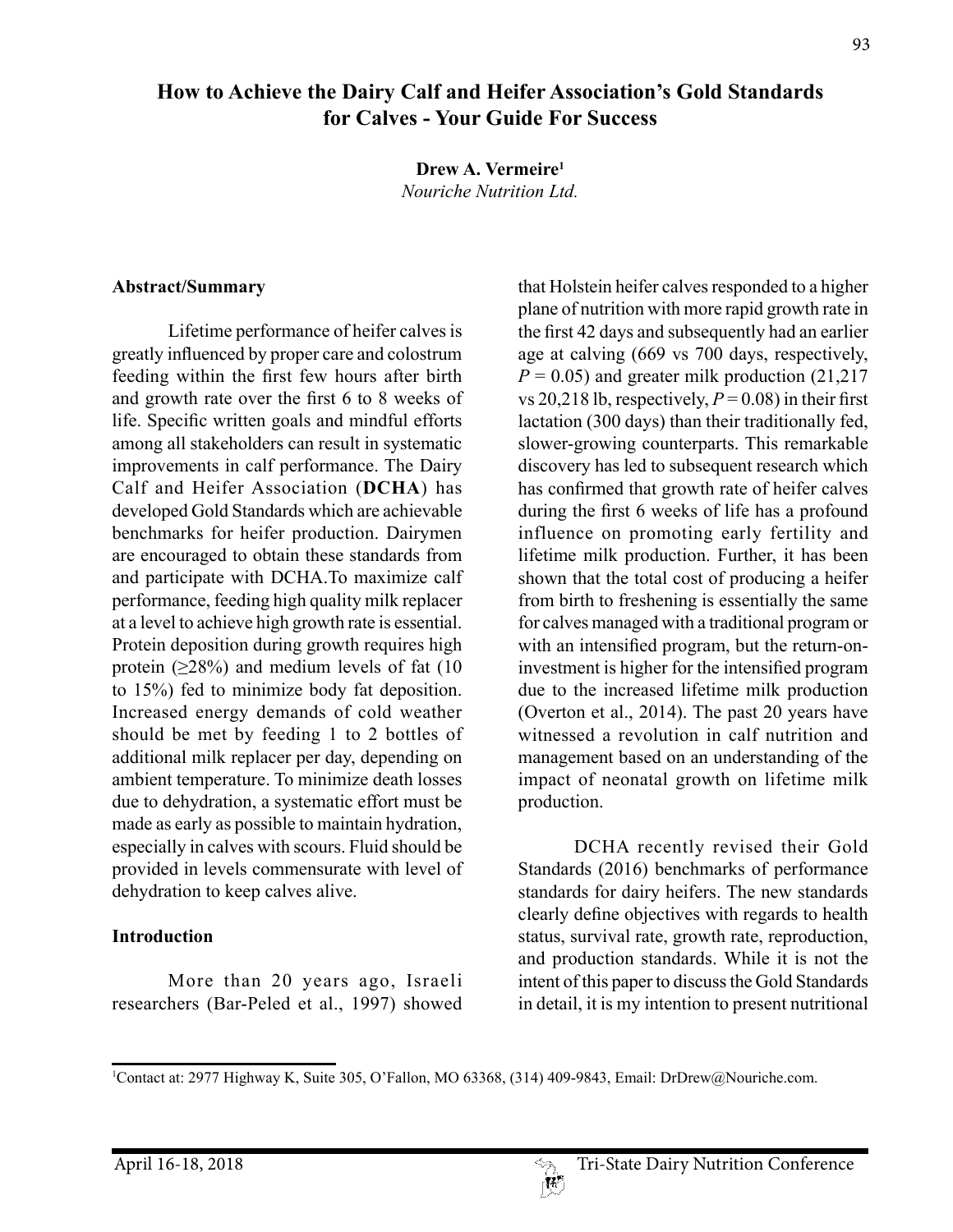# How to Achieve the Dairy Calf and Heifer Association's Gold Standards for Calves - Your Guide For Success

**Drew A. Vermeire**[1]
*Nouriche Nutrition Ltd.*

## Abstract/Summary

Lifetime performance of heifer calves is greatly influenced by proper care and colostrum feeding within the first few hours after birth and growth rate over the first 6 to 8 weeks of life. Specific written goals and mindful efforts among all stakeholders can result in systematic improvements in calf performance. The Dairy Calf and Heifer Association (**DCHA**) has developed Gold Standards which are achievable benchmarks for heifer production. Dairymen are encouraged to obtain these standards from and participate with DCHA.To maximize calf performance, feeding high quality milk replacer at a level to achieve high growth rate is essential. Protein deposition during growth requires high protein (≥28%) and medium levels of fat (10 to 15%) fed to minimize body fat deposition. Increased energy demands of cold weather should be met by feeding 1 to 2 bottles of additional milk replacer per day, depending on ambient temperature. To minimize death losses due to dehydration, a systematic effort must be made as early as possible to maintain hydration, especially in calves with scours. Fluid should be provided in levels commensurate with level of dehydration to keep calves alive.

## Introduction

More than 20 years ago, Israeli researchers (Bar-Peled et al., 1997) showed that Holstein heifer calves responded to a higher plane of nutrition with more rapid growth rate in the first 42 days and subsequently had an earlier age at calving (669 vs 700 days, respectively, $P = 0.05$) and greater milk production (21,217 vs 20,218 lb, respectively, $P = 0.08$) in their first lactation (300 days) than their traditionally fed, slower-growing counterparts. This remarkable discovery has led to subsequent research which has confirmed that growth rate of heifer calves during the first 6 weeks of life has a profound influence on promoting early fertility and lifetime milk production. Further, it has been shown that the total cost of producing a heifer from birth to freshening is essentially the same for calves managed with a traditional program or with an intensified program, but the return-on-investment is higher for the intensified program due to the increased lifetime milk production (Overton et al., 2014). The past 20 years have witnessed a revolution in calf nutrition and management based on an understanding of the impact of neonatal growth on lifetime milk production.

DCHA recently revised their Gold Standards (2016) benchmarks of performance standards for dairy heifers. The new standards clearly define objectives with regards to health status, survival rate, growth rate, reproduction, and production standards. While it is not the intent of this paper to discuss the Gold Standards in detail, it is my intention to present nutritional

[1]Contact at: 2977 Highway K, Suite 305, O'Fallon, MO 63368, (314) 409-9843, Email: DrDrew@Nouriche.com.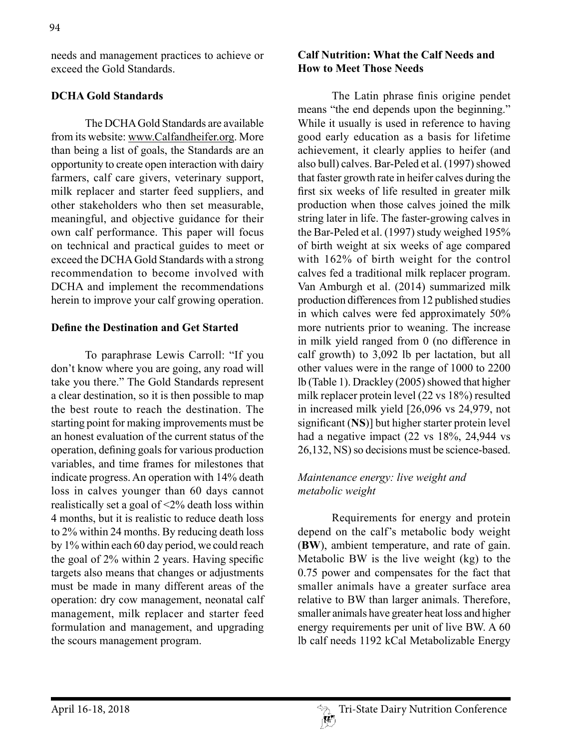needs and management practices to achieve or exceed the Gold Standards.

## DCHA Gold Standards

The DCHA Gold Standards are available from its website: www.Calfandheifer.org. More than being a list of goals, the Standards are an opportunity to create open interaction with dairy farmers, calf care givers, veterinary support, milk replacer and starter feed suppliers, and other stakeholders who then set measurable, meaningful, and objective guidance for their own calf performance. This paper will focus on technical and practical guides to meet or exceed the DCHA Gold Standards with a strong recommendation to become involved with DCHA and implement the recommendations herein to improve your calf growing operation.

## Define the Destination and Get Started

To paraphrase Lewis Carroll: "If you don't know where you are going, any road will take you there." The Gold Standards represent a clear destination, so it is then possible to map the best route to reach the destination. The starting point for making improvements must be an honest evaluation of the current status of the operation, defining goals for various production variables, and time frames for milestones that indicate progress. An operation with 14% death loss in calves younger than 60 days cannot realistically set a goal of <2% death loss within 4 months, but it is realistic to reduce death loss to 2% within 24 months. By reducing death loss by 1% within each 60 day period, we could reach the goal of 2% within 2 years. Having specific targets also means that changes or adjustments must be made in many different areas of the operation: dry cow management, neonatal calf management, milk replacer and starter feed formulation and management, and upgrading the scours management program.

## Calf Nutrition: What the Calf Needs and How to Meet Those Needs

The Latin phrase finis origine pendet means "the end depends upon the beginning." While it usually is used in reference to having good early education as a basis for lifetime achievement, it clearly applies to heifer (and also bull) calves. Bar-Peled et al. (1997) showed that faster growth rate in heifer calves during the first six weeks of life resulted in greater milk production when those calves joined the milk string later in life. The faster-growing calves in the Bar-Peled et al. (1997) study weighed 195% of birth weight at six weeks of age compared with 162% of birth weight for the control calves fed a traditional milk replacer program. Van Amburgh et al. (2014) summarized milk production differences from 12 published studies in which calves were fed approximately 50% more nutrients prior to weaning. The increase in milk yield ranged from 0 (no difference in calf growth) to 3,092 lb per lactation, but all other values were in the range of 1000 to 2200 lb (Table 1). Drackley (2005) showed that higher milk replacer protein level (22 vs 18%) resulted in increased milk yield [26,096 vs 24,979, not significant (**NS**)] but higher starter protein level had a negative impact (22 vs 18%, 24,944 vs 26,132, NS) so decisions must be science-based.

### *Maintenance energy: live weight and metabolic weight*

Requirements for energy and protein depend on the calf's metabolic body weight (**BW**), ambient temperature, and rate of gain. Metabolic BW is the live weight (kg) to the 0.75 power and compensates for the fact that smaller animals have a greater surface area relative to BW than larger animals. Therefore, smaller animals have greater heat loss and higher energy requirements per unit of live BW. A 60 lb calf needs 1192 kCal Metabolizable Energy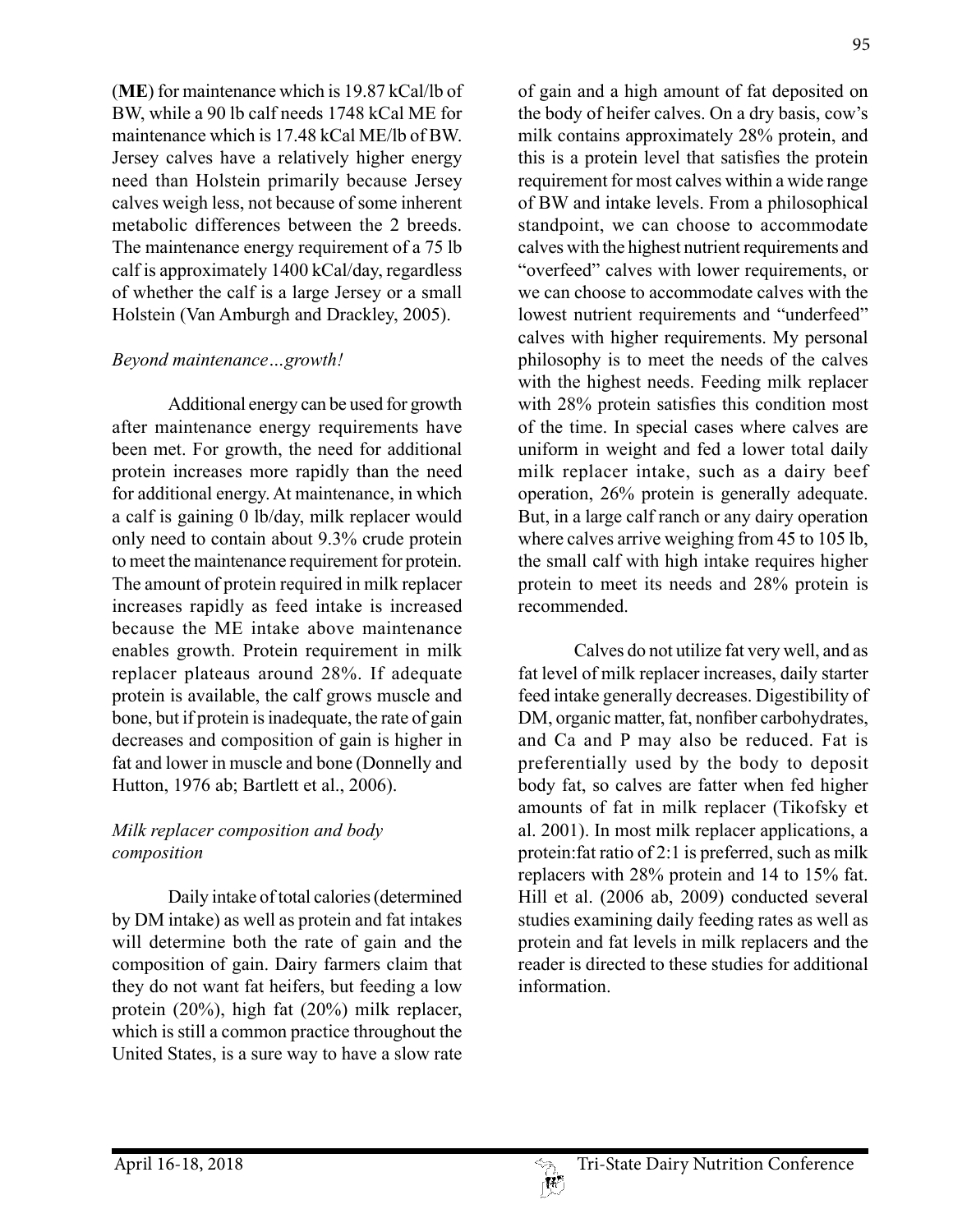(**ME**) for maintenance which is 19.87 kCal/lb of BW, while a 90 lb calf needs 1748 kCal ME for maintenance which is 17.48 kCal ME/lb of BW. Jersey calves have a relatively higher energy need than Holstein primarily because Jersey calves weigh less, not because of some inherent metabolic differences between the 2 breeds. The maintenance energy requirement of a 75 lb calf is approximately 1400 kCal/day, regardless of whether the calf is a large Jersey or a small Holstein (Van Amburgh and Drackley, 2005).

### *Beyond maintenance…growth!*

Additional energy can be used for growth after maintenance energy requirements have been met. For growth, the need for additional protein increases more rapidly than the need for additional energy. At maintenance, in which a calf is gaining 0 lb/day, milk replacer would only need to contain about 9.3% crude protein to meet the maintenance requirement for protein. The amount of protein required in milk replacer increases rapidly as feed intake is increased because the ME intake above maintenance enables growth. Protein requirement in milk replacer plateaus around 28%. If adequate protein is available, the calf grows muscle and bone, but if protein is inadequate, the rate of gain decreases and composition of gain is higher in fat and lower in muscle and bone (Donnelly and Hutton, 1976 ab; Bartlett et al., 2006).

### *Milk replacer composition and body composition*

Daily intake of total calories (determined by DM intake) as well as protein and fat intakes will determine both the rate of gain and the composition of gain. Dairy farmers claim that they do not want fat heifers, but feeding a low protein (20%), high fat (20%) milk replacer, which is still a common practice throughout the United States, is a sure way to have a slow rate of gain and a high amount of fat deposited on the body of heifer calves. On a dry basis, cow's milk contains approximately 28% protein, and this is a protein level that satisfies the protein requirement for most calves within a wide range of BW and intake levels. From a philosophical standpoint, we can choose to accommodate calves with the highest nutrient requirements and "overfeed" calves with lower requirements, or we can choose to accommodate calves with the lowest nutrient requirements and "underfeed" calves with higher requirements. My personal philosophy is to meet the needs of the calves with the highest needs. Feeding milk replacer with 28% protein satisfies this condition most of the time. In special cases where calves are uniform in weight and fed a lower total daily milk replacer intake, such as a dairy beef operation, 26% protein is generally adequate. But, in a large calf ranch or any dairy operation where calves arrive weighing from 45 to 105 lb, the small calf with high intake requires higher protein to meet its needs and 28% protein is recommended.

Calves do not utilize fat very well, and as fat level of milk replacer increases, daily starter feed intake generally decreases. Digestibility of DM, organic matter, fat, nonfiber carbohydrates, and Ca and P may also be reduced. Fat is preferentially used by the body to deposit body fat, so calves are fatter when fed higher amounts of fat in milk replacer (Tikofsky et al. 2001). In most milk replacer applications, a protein:fat ratio of 2:1 is preferred, such as milk replacers with 28% protein and 14 to 15% fat. Hill et al. (2006 ab, 2009) conducted several studies examining daily feeding rates as well as protein and fat levels in milk replacers and the reader is directed to these studies for additional information.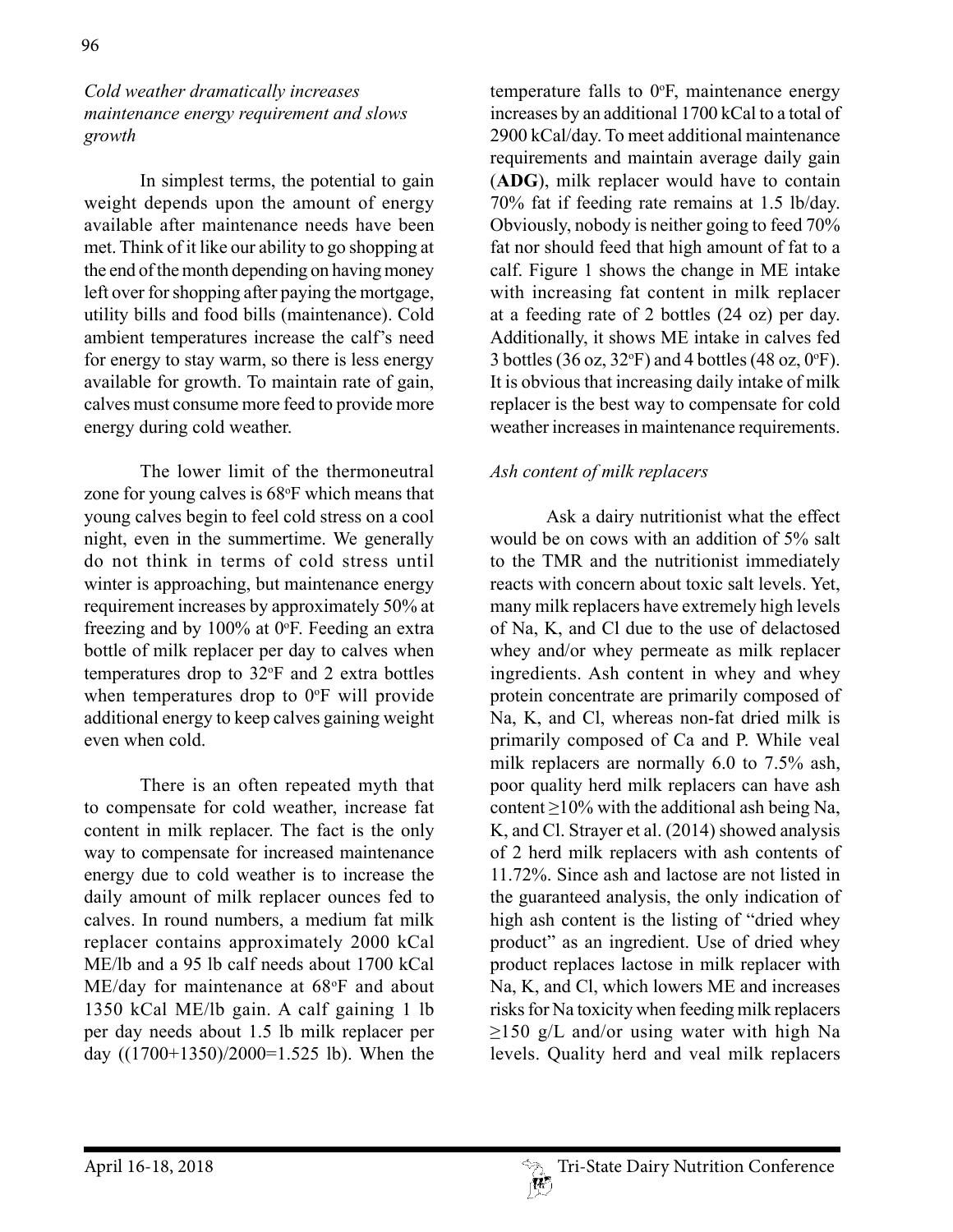*Cold weather dramatically increases maintenance energy requirement and slows growth*

In simplest terms, the potential to gain weight depends upon the amount of energy available after maintenance needs have been met. Think of it like our ability to go shopping at the end of the month depending on having money left over for shopping after paying the mortgage, utility bills and food bills (maintenance). Cold ambient temperatures increase the calf's need for energy to stay warm, so there is less energy available for growth. To maintain rate of gain, calves must consume more feed to provide more energy during cold weather.

The lower limit of the thermoneutral zone for young calves is 68°F which means that young calves begin to feel cold stress on a cool night, even in the summertime. We generally do not think in terms of cold stress until winter is approaching, but maintenance energy requirement increases by approximately 50% at freezing and by 100% at 0°F. Feeding an extra bottle of milk replacer per day to calves when temperatures drop to 32°F and 2 extra bottles when temperatures drop to 0°F will provide additional energy to keep calves gaining weight even when cold.

There is an often repeated myth that to compensate for cold weather, increase fat content in milk replacer. The fact is the only way to compensate for increased maintenance energy due to cold weather is to increase the daily amount of milk replacer ounces fed to calves. In round numbers, a medium fat milk replacer contains approximately 2000 kCal ME/lb and a 95 lb calf needs about 1700 kCal ME/day for maintenance at 68°F and about 1350 kCal ME/lb gain. A calf gaining 1 lb per day needs about 1.5 lb milk replacer per day ((1700+1350)/2000=1.525 lb). When the temperature falls to 0°F, maintenance energy increases by an additional 1700 kCal to a total of 2900 kCal/day. To meet additional maintenance requirements and maintain average daily gain (**ADG**), milk replacer would have to contain 70% fat if feeding rate remains at 1.5 lb/day. Obviously, nobody is neither going to feed 70% fat nor should feed that high amount of fat to a calf. Figure 1 shows the change in ME intake with increasing fat content in milk replacer at a feeding rate of 2 bottles (24 oz) per day. Additionally, it shows ME intake in calves fed 3 bottles (36 oz, 32°F) and 4 bottles (48 oz, 0°F). It is obvious that increasing daily intake of milk replacer is the best way to compensate for cold weather increases in maintenance requirements.

*Ash content of milk replacers*

Ask a dairy nutritionist what the effect would be on cows with an addition of 5% salt to the TMR and the nutritionist immediately reacts with concern about toxic salt levels. Yet, many milk replacers have extremely high levels of Na, K, and Cl due to the use of delactosed whey and/or whey permeate as milk replacer ingredients. Ash content in whey and whey protein concentrate are primarily composed of Na, K, and Cl, whereas non-fat dried milk is primarily composed of Ca and P. While veal milk replacers are normally 6.0 to 7.5% ash, poor quality herd milk replacers can have ash content ≥10% with the additional ash being Na, K, and Cl. Strayer et al. (2014) showed analysis of 2 herd milk replacers with ash contents of 11.72%. Since ash and lactose are not listed in the guaranteed analysis, the only indication of high ash content is the listing of "dried whey product" as an ingredient. Use of dried whey product replaces lactose in milk replacer with Na, K, and Cl, which lowers ME and increases risks for Na toxicity when feeding milk replacers ≥150 g/L and/or using water with high Na levels. Quality herd and veal milk replacers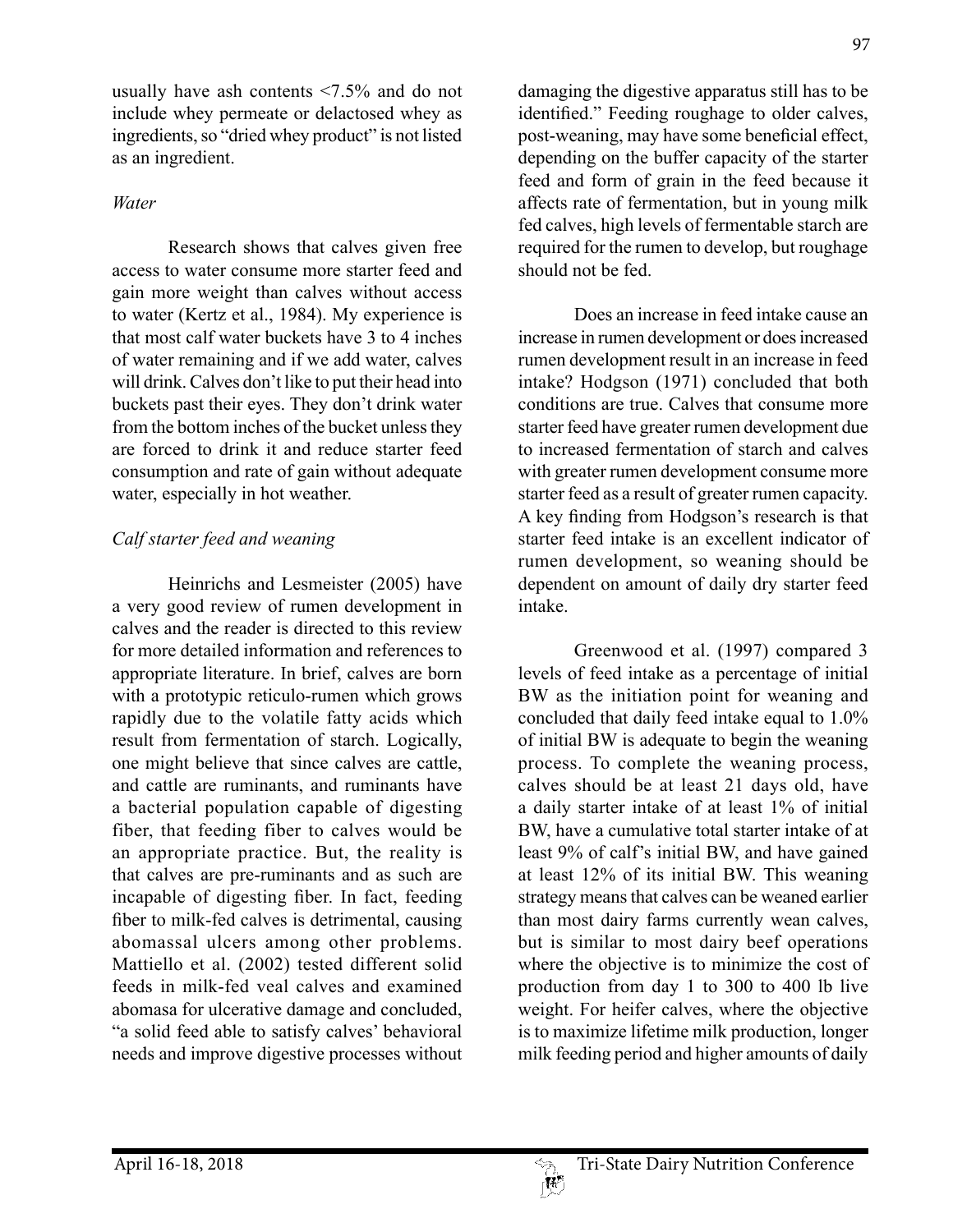usually have ash contents <7.5% and do not include whey permeate or delactosed whey as ingredients, so "dried whey product" is not listed as an ingredient.

*Water*

Research shows that calves given free access to water consume more starter feed and gain more weight than calves without access to water (Kertz et al., 1984). My experience is that most calf water buckets have 3 to 4 inches of water remaining and if we add water, calves will drink. Calves don't like to put their head into buckets past their eyes. They don't drink water from the bottom inches of the bucket unless they are forced to drink it and reduce starter feed consumption and rate of gain without adequate water, especially in hot weather.

*Calf starter feed and weaning*

Heinrichs and Lesmeister (2005) have a very good review of rumen development in calves and the reader is directed to this review for more detailed information and references to appropriate literature. In brief, calves are born with a prototypic reticulo-rumen which grows rapidly due to the volatile fatty acids which result from fermentation of starch. Logically, one might believe that since calves are cattle, and cattle are ruminants, and ruminants have a bacterial population capable of digesting fiber, that feeding fiber to calves would be an appropriate practice. But, the reality is that calves are pre-ruminants and as such are incapable of digesting fiber. In fact, feeding fiber to milk-fed calves is detrimental, causing abomassal ulcers among other problems. Mattiello et al. (2002) tested different solid feeds in milk-fed veal calves and examined abomasa for ulcerative damage and concluded, "a solid feed able to satisfy calves' behavioral needs and improve digestive processes without damaging the digestive apparatus still has to be identified." Feeding roughage to older calves, post-weaning, may have some beneficial effect, depending on the buffer capacity of the starter feed and form of grain in the feed because it affects rate of fermentation, but in young milk fed calves, high levels of fermentable starch are required for the rumen to develop, but roughage should not be fed.

Does an increase in feed intake cause an increase in rumen development or does increased rumen development result in an increase in feed intake? Hodgson (1971) concluded that both conditions are true. Calves that consume more starter feed have greater rumen development due to increased fermentation of starch and calves with greater rumen development consume more starter feed as a result of greater rumen capacity. A key finding from Hodgson's research is that starter feed intake is an excellent indicator of rumen development, so weaning should be dependent on amount of daily dry starter feed intake.

Greenwood et al. (1997) compared 3 levels of feed intake as a percentage of initial BW as the initiation point for weaning and concluded that daily feed intake equal to 1.0% of initial BW is adequate to begin the weaning process. To complete the weaning process, calves should be at least 21 days old, have a daily starter intake of at least 1% of initial BW, have a cumulative total starter intake of at least 9% of calf's initial BW, and have gained at least 12% of its initial BW. This weaning strategy means that calves can be weaned earlier than most dairy farms currently wean calves, but is similar to most dairy beef operations where the objective is to minimize the cost of production from day 1 to 300 to 400 lb live weight. For heifer calves, where the objective is to maximize lifetime milk production, longer milk feeding period and higher amounts of daily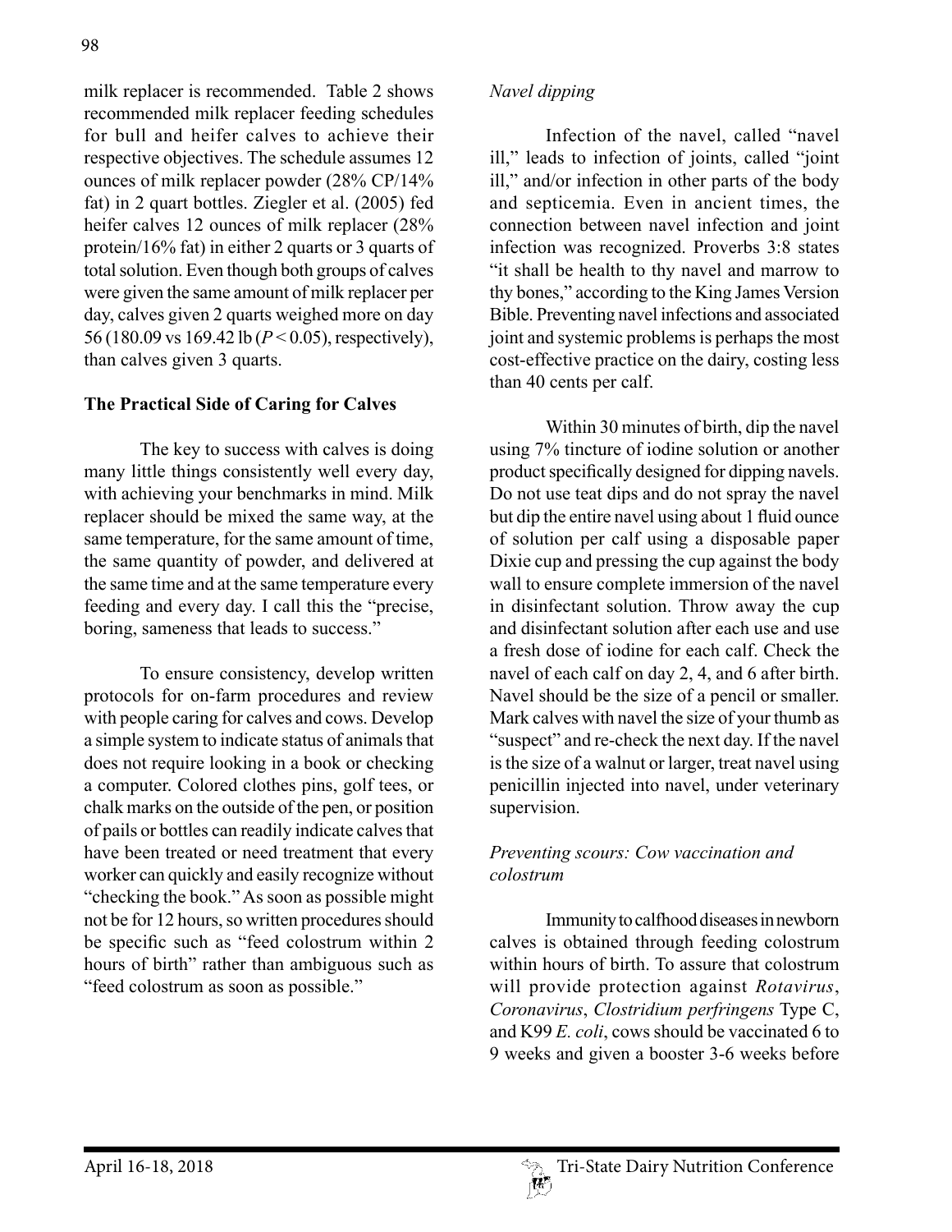milk replacer is recommended. Table 2 shows recommended milk replacer feeding schedules for bull and heifer calves to achieve their respective objectives. The schedule assumes 12 ounces of milk replacer powder (28% CP/14% fat) in 2 quart bottles. Ziegler et al. (2005) fed heifer calves 12 ounces of milk replacer (28% protein/16% fat) in either 2 quarts or 3 quarts of total solution. Even though both groups of calves were given the same amount of milk replacer per day, calves given 2 quarts weighed more on day 56 (180.09 vs 169.42 lb ($P < 0.05$), respectively), than calves given 3 quarts.

## The Practical Side of Caring for Calves

The key to success with calves is doing many little things consistently well every day, with achieving your benchmarks in mind. Milk replacer should be mixed the same way, at the same temperature, for the same amount of time, the same quantity of powder, and delivered at the same time and at the same temperature every feeding and every day. I call this the "precise, boring, sameness that leads to success."

To ensure consistency, develop written protocols for on-farm procedures and review with people caring for calves and cows. Develop a simple system to indicate status of animals that does not require looking in a book or checking a computer. Colored clothes pins, golf tees, or chalk marks on the outside of the pen, or position of pails or bottles can readily indicate calves that have been treated or need treatment that every worker can quickly and easily recognize without "checking the book." As soon as possible might not be for 12 hours, so written procedures should be specific such as "feed colostrum within 2 hours of birth" rather than ambiguous such as "feed colostrum as soon as possible."

### *Navel dipping*

Infection of the navel, called "navel ill," leads to infection of joints, called "joint ill," and/or infection in other parts of the body and septicemia. Even in ancient times, the connection between navel infection and joint infection was recognized. Proverbs 3:8 states "it shall be health to thy navel and marrow to thy bones," according to the King James Version Bible. Preventing navel infections and associated joint and systemic problems is perhaps the most cost-effective practice on the dairy, costing less than 40 cents per calf.

Within 30 minutes of birth, dip the navel using 7% tincture of iodine solution or another product specifically designed for dipping navels. Do not use teat dips and do not spray the navel but dip the entire navel using about 1 fluid ounce of solution per calf using a disposable paper Dixie cup and pressing the cup against the body wall to ensure complete immersion of the navel in disinfectant solution. Throw away the cup and disinfectant solution after each use and use a fresh dose of iodine for each calf. Check the navel of each calf on day 2, 4, and 6 after birth. Navel should be the size of a pencil or smaller. Mark calves with navel the size of your thumb as "suspect" and re-check the next day. If the navel is the size of a walnut or larger, treat navel using penicillin injected into navel, under veterinary supervision.

### *Preventing scours: Cow vaccination and colostrum*

Immunity to calfhood diseases in newborn calves is obtained through feeding colostrum within hours of birth. To assure that colostrum will provide protection against *Rotavirus*, *Coronavirus*, *Clostridium perfringens* Type C, and K99 *E. coli*, cows should be vaccinated 6 to 9 weeks and given a booster 3-6 weeks before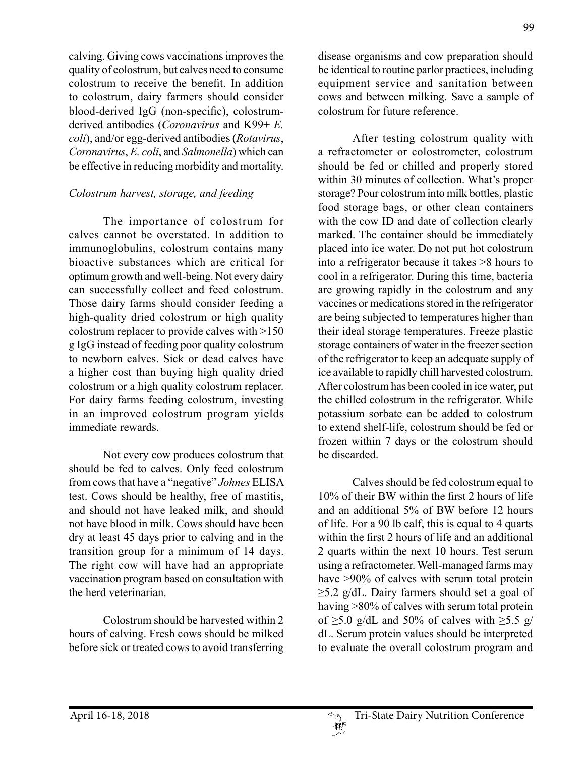calving. Giving cows vaccinations improves the quality of colostrum, but calves need to consume colostrum to receive the benefit. In addition to colostrum, dairy farmers should consider blood-derived IgG (non-specific), colostrum-derived antibodies (*Coronavirus* and K99+ *E. coli*), and/or egg-derived antibodies (*Rotavirus*, *Coronavirus*, *E. coli*, and *Salmonella*) which can be effective in reducing morbidity and mortality.

### *Colostrum harvest, storage, and feeding*

The importance of colostrum for calves cannot be overstated. In addition to immunoglobulins, colostrum contains many bioactive substances which are critical for optimum growth and well-being. Not every dairy can successfully collect and feed colostrum. Those dairy farms should consider feeding a high-quality dried colostrum or high quality colostrum replacer to provide calves with >150 g IgG instead of feeding poor quality colostrum to newborn calves. Sick or dead calves have a higher cost than buying high quality dried colostrum or a high quality colostrum replacer. For dairy farms feeding colostrum, investing in an improved colostrum program yields immediate rewards.

Not every cow produces colostrum that should be fed to calves. Only feed colostrum from cows that have a "negative" *Johnes* ELISA test. Cows should be healthy, free of mastitis, and should not have leaked milk, and should not have blood in milk. Cows should have been dry at least 45 days prior to calving and in the transition group for a minimum of 14 days. The right cow will have had an appropriate vaccination program based on consultation with the herd veterinarian.

Colostrum should be harvested within 2 hours of calving. Fresh cows should be milked before sick or treated cows to avoid transferring disease organisms and cow preparation should be identical to routine parlor practices, including equipment service and sanitation between cows and between milking. Save a sample of colostrum for future reference.

After testing colostrum quality with a refractometer or colostrometer, colostrum should be fed or chilled and properly stored within 30 minutes of collection. What's proper storage? Pour colostrum into milk bottles, plastic food storage bags, or other clean containers with the cow ID and date of collection clearly marked. The container should be immediately placed into ice water. Do not put hot colostrum into a refrigerator because it takes >8 hours to cool in a refrigerator. During this time, bacteria are growing rapidly in the colostrum and any vaccines or medications stored in the refrigerator are being subjected to temperatures higher than their ideal storage temperatures. Freeze plastic storage containers of water in the freezer section of the refrigerator to keep an adequate supply of ice available to rapidly chill harvested colostrum. After colostrum has been cooled in ice water, put the chilled colostrum in the refrigerator. While potassium sorbate can be added to colostrum to extend shelf-life, colostrum should be fed or frozen within 7 days or the colostrum should be discarded.

Calves should be fed colostrum equal to 10% of their BW within the first 2 hours of life and an additional 5% of BW before 12 hours of life. For a 90 lb calf, this is equal to 4 quarts within the first 2 hours of life and an additional 2 quarts within the next 10 hours. Test serum using a refractometer. Well-managed farms may have >90% of calves with serum total protein ≥5.2 g/dL. Dairy farmers should set a goal of having >80% of calves with serum total protein of ≥5.0 g/dL and 50% of calves with ≥5.5 g/dL. Serum protein values should be interpreted to evaluate the overall colostrum program and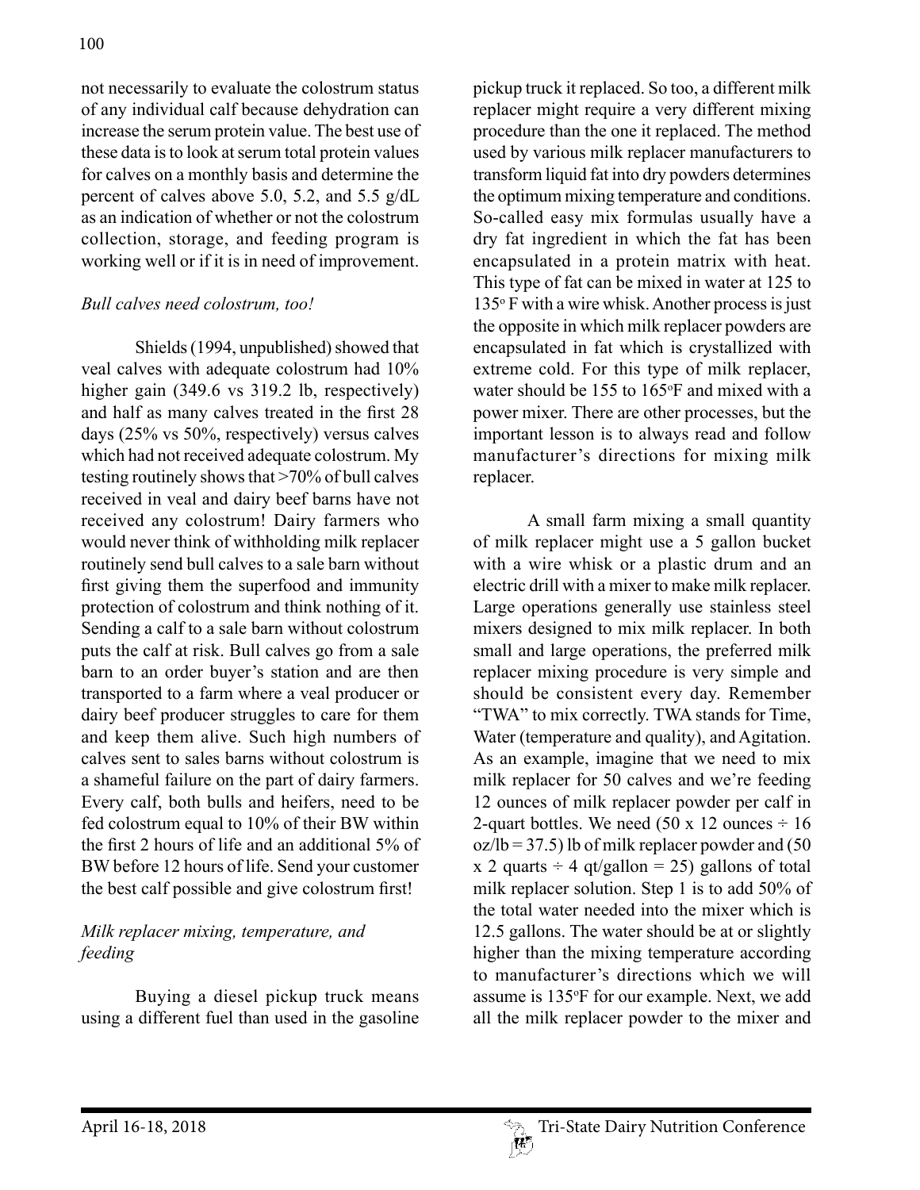not necessarily to evaluate the colostrum status of any individual calf because dehydration can increase the serum protein value. The best use of these data is to look at serum total protein values for calves on a monthly basis and determine the percent of calves above 5.0, 5.2, and 5.5 g/dL as an indication of whether or not the colostrum collection, storage, and feeding program is working well or if it is in need of improvement.

*Bull calves need colostrum, too!*

Shields (1994, unpublished) showed that veal calves with adequate colostrum had 10% higher gain (349.6 vs 319.2 lb, respectively) and half as many calves treated in the first 28 days (25% vs 50%, respectively) versus calves which had not received adequate colostrum. My testing routinely shows that >70% of bull calves received in veal and dairy beef barns have not received any colostrum! Dairy farmers who would never think of withholding milk replacer routinely send bull calves to a sale barn without first giving them the superfood and immunity protection of colostrum and think nothing of it. Sending a calf to a sale barn without colostrum puts the calf at risk. Bull calves go from a sale barn to an order buyer's station and are then transported to a farm where a veal producer or dairy beef producer struggles to care for them and keep them alive. Such high numbers of calves sent to sales barns without colostrum is a shameful failure on the part of dairy farmers. Every calf, both bulls and heifers, need to be fed colostrum equal to 10% of their BW within the first 2 hours of life and an additional 5% of BW before 12 hours of life. Send your customer the best calf possible and give colostrum first!

*Milk replacer mixing, temperature, and feeding*

Buying a diesel pickup truck means using a different fuel than used in the gasoline pickup truck it replaced. So too, a different milk replacer might require a very different mixing procedure than the one it replaced. The method used by various milk replacer manufacturers to transform liquid fat into dry powders determines the optimum mixing temperature and conditions. So-called easy mix formulas usually have a dry fat ingredient in which the fat has been encapsulated in a protein matrix with heat. This type of fat can be mixed in water at 125 to 135° F with a wire whisk. Another process is just the opposite in which milk replacer powders are encapsulated in fat which is crystallized with extreme cold. For this type of milk replacer, water should be 155 to 165°F and mixed with a power mixer. There are other processes, but the important lesson is to always read and follow manufacturer's directions for mixing milk replacer.

A small farm mixing a small quantity of milk replacer might use a 5 gallon bucket with a wire whisk or a plastic drum and an electric drill with a mixer to make milk replacer. Large operations generally use stainless steel mixers designed to mix milk replacer. In both small and large operations, the preferred milk replacer mixing procedure is very simple and should be consistent every day. Remember "TWA" to mix correctly. TWA stands for Time, Water (temperature and quality), and Agitation. As an example, imagine that we need to mix milk replacer for 50 calves and we're feeding 12 ounces of milk replacer powder per calf in 2-quart bottles. We need (50 x 12 ounces ÷ 16 oz/lb = 37.5) lb of milk replacer powder and (50 x 2 quarts ÷ 4 qt/gallon = 25) gallons of total milk replacer solution. Step 1 is to add 50% of the total water needed into the mixer which is 12.5 gallons. The water should be at or slightly higher than the mixing temperature according to manufacturer's directions which we will assume is 135°F for our example. Next, we add all the milk replacer powder to the mixer and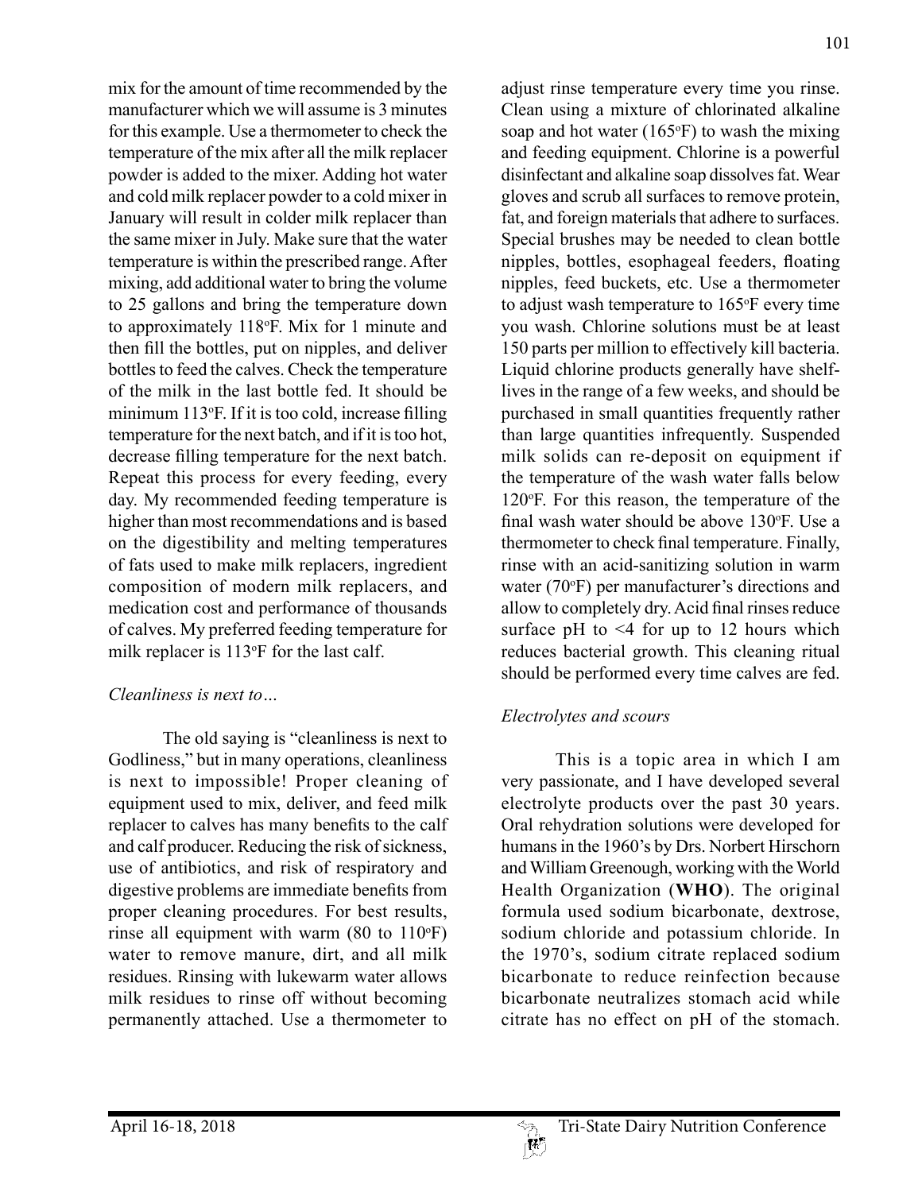mix for the amount of time recommended by the manufacturer which we will assume is 3 minutes for this example. Use a thermometer to check the temperature of the mix after all the milk replacer powder is added to the mixer. Adding hot water and cold milk replacer powder to a cold mixer in January will result in colder milk replacer than the same mixer in July. Make sure that the water temperature is within the prescribed range. After mixing, add additional water to bring the volume to 25 gallons and bring the temperature down to approximately 118°F. Mix for 1 minute and then fill the bottles, put on nipples, and deliver bottles to feed the calves. Check the temperature of the milk in the last bottle fed. It should be minimum 113°F. If it is too cold, increase filling temperature for the next batch, and if it is too hot, decrease filling temperature for the next batch. Repeat this process for every feeding, every day. My recommended feeding temperature is higher than most recommendations and is based on the digestibility and melting temperatures of fats used to make milk replacers, ingredient composition of modern milk replacers, and medication cost and performance of thousands of calves. My preferred feeding temperature for milk replacer is 113°F for the last calf.

### *Cleanliness is next to…*

The old saying is "cleanliness is next to Godliness," but in many operations, cleanliness is next to impossible! Proper cleaning of equipment used to mix, deliver, and feed milk replacer to calves has many benefits to the calf and calf producer. Reducing the risk of sickness, use of antibiotics, and risk of respiratory and digestive problems are immediate benefits from proper cleaning procedures. For best results, rinse all equipment with warm (80 to 110°F) water to remove manure, dirt, and all milk residues. Rinsing with lukewarm water allows milk residues to rinse off without becoming permanently attached. Use a thermometer to adjust rinse temperature every time you rinse. Clean using a mixture of chlorinated alkaline soap and hot water (165°F) to wash the mixing and feeding equipment. Chlorine is a powerful disinfectant and alkaline soap dissolves fat. Wear gloves and scrub all surfaces to remove protein, fat, and foreign materials that adhere to surfaces. Special brushes may be needed to clean bottle nipples, bottles, esophageal feeders, floating nipples, feed buckets, etc. Use a thermometer to adjust wash temperature to 165°F every time you wash. Chlorine solutions must be at least 150 parts per million to effectively kill bacteria. Liquid chlorine products generally have shelf-lives in the range of a few weeks, and should be purchased in small quantities frequently rather than large quantities infrequently. Suspended milk solids can re-deposit on equipment if the temperature of the wash water falls below 120°F. For this reason, the temperature of the final wash water should be above 130°F. Use a thermometer to check final temperature. Finally, rinse with an acid-sanitizing solution in warm water (70°F) per manufacturer's directions and allow to completely dry. Acid final rinses reduce surface pH to <4 for up to 12 hours which reduces bacterial growth. This cleaning ritual should be performed every time calves are fed.

### *Electrolytes and scours*

This is a topic area in which I am very passionate, and I have developed several electrolyte products over the past 30 years. Oral rehydration solutions were developed for humans in the 1960's by Drs. Norbert Hirschorn and William Greenough, working with the World Health Organization (**WHO**). The original formula used sodium bicarbonate, dextrose, sodium chloride and potassium chloride. In the 1970's, sodium citrate replaced sodium bicarbonate to reduce reinfection because bicarbonate neutralizes stomach acid while citrate has no effect on pH of the stomach.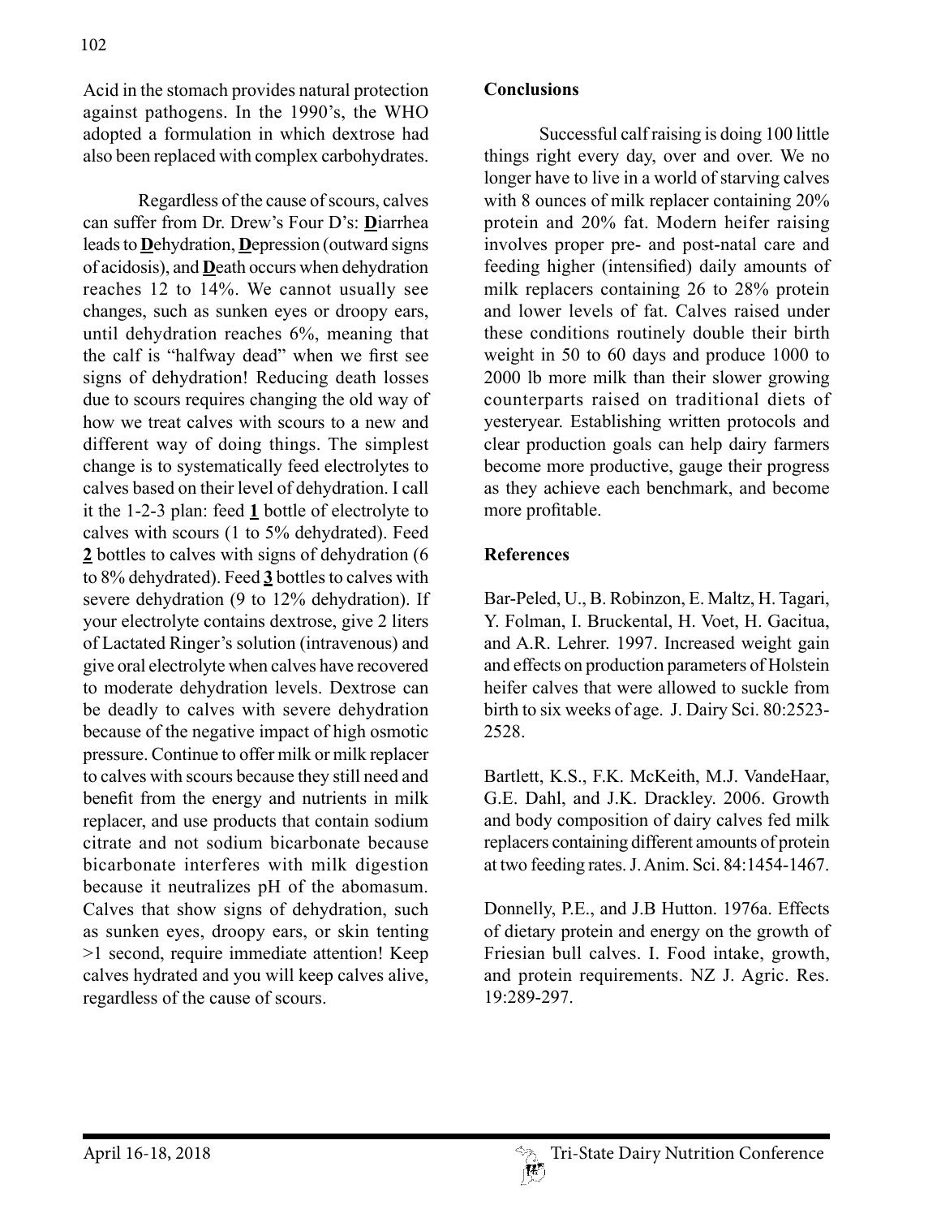Acid in the stomach provides natural protection against pathogens. In the 1990's, the WHO adopted a formulation in which dextrose had also been replaced with complex carbohydrates.

Regardless of the cause of scours, calves can suffer from Dr. Drew's Four D's: **D**iarrhea leads to **D**ehydration, **D**epression (outward signs of acidosis), and **D**eath occurs when dehydration reaches 12 to 14%. We cannot usually see changes, such as sunken eyes or droopy ears, until dehydration reaches 6%, meaning that the calf is "halfway dead" when we first see signs of dehydration! Reducing death losses due to scours requires changing the old way of how we treat calves with scours to a new and different way of doing things. The simplest change is to systematically feed electrolytes to calves based on their level of dehydration. I call it the 1-2-3 plan: feed **1** bottle of electrolyte to calves with scours (1 to 5% dehydrated). Feed **2** bottles to calves with signs of dehydration (6 to 8% dehydrated). Feed **3** bottles to calves with severe dehydration (9 to 12% dehydration). If your electrolyte contains dextrose, give 2 liters of Lactated Ringer's solution (intravenous) and give oral electrolyte when calves have recovered to moderate dehydration levels. Dextrose can be deadly to calves with severe dehydration because of the negative impact of high osmotic pressure. Continue to offer milk or milk replacer to calves with scours because they still need and benefit from the energy and nutrients in milk replacer, and use products that contain sodium citrate and not sodium bicarbonate because bicarbonate interferes with milk digestion because it neutralizes pH of the abomasum. Calves that show signs of dehydration, such as sunken eyes, droopy ears, or skin tenting >1 second, require immediate attention! Keep calves hydrated and you will keep calves alive, regardless of the cause of scours.

## Conclusions

Successful calf raising is doing 100 little things right every day, over and over. We no longer have to live in a world of starving calves with 8 ounces of milk replacer containing 20% protein and 20% fat. Modern heifer raising involves proper pre- and post-natal care and feeding higher (intensified) daily amounts of milk replacers containing 26 to 28% protein and lower levels of fat. Calves raised under these conditions routinely double their birth weight in 50 to 60 days and produce 1000 to 2000 lb more milk than their slower growing counterparts raised on traditional diets of yesteryear. Establishing written protocols and clear production goals can help dairy farmers become more productive, gauge their progress as they achieve each benchmark, and become more profitable.

## References

Bar-Peled, U., B. Robinzon, E. Maltz, H. Tagari, Y. Folman, I. Bruckental, H. Voet, H. Gacitua, and A.R. Lehrer. 1997. Increased weight gain and effects on production parameters of Holstein heifer calves that were allowed to suckle from birth to six weeks of age. J. Dairy Sci. 80:2523-2528.

Bartlett, K.S., F.K. McKeith, M.J. VandeHaar, G.E. Dahl, and J.K. Drackley. 2006. Growth and body composition of dairy calves fed milk replacers containing different amounts of protein at two feeding rates. J. Anim. Sci. 84:1454-1467.

Donnelly, P.E., and J.B Hutton. 1976a. Effects of dietary protein and energy on the growth of Friesian bull calves. I. Food intake, growth, and protein requirements. NZ J. Agric. Res. 19:289-297.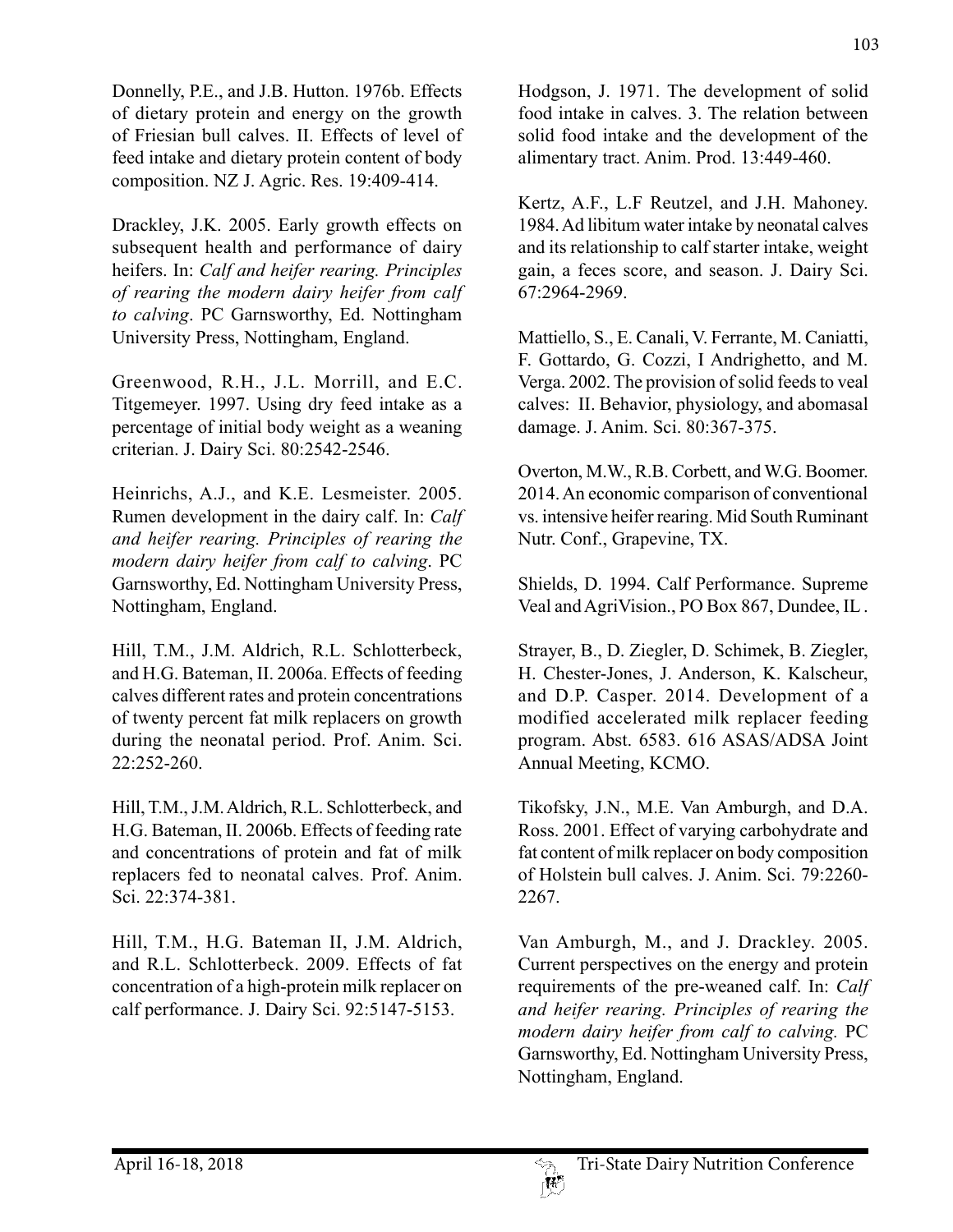Donnelly, P.E., and J.B. Hutton. 1976b. Effects of dietary protein and energy on the growth of Friesian bull calves. II. Effects of level of feed intake and dietary protein content of body composition. NZ J. Agric. Res. 19:409-414.

Drackley, J.K. 2005. Early growth effects on subsequent health and performance of dairy heifers. In: *Calf and heifer rearing. Principles of rearing the modern dairy heifer from calf to calving*. PC Garnsworthy, Ed. Nottingham University Press, Nottingham, England.

Greenwood, R.H., J.L. Morrill, and E.C. Titgemeyer. 1997. Using dry feed intake as a percentage of initial body weight as a weaning criterian. J. Dairy Sci. 80:2542-2546.

Heinrichs, A.J., and K.E. Lesmeister. 2005. Rumen development in the dairy calf. In: *Calf and heifer rearing. Principles of rearing the modern dairy heifer from calf to calving*. PC Garnsworthy, Ed. Nottingham University Press, Nottingham, England.

Hill, T.M., J.M. Aldrich, R.L. Schlotterbeck, and H.G. Bateman, II. 2006a. Effects of feeding calves different rates and protein concentrations of twenty percent fat milk replacers on growth during the neonatal period. Prof. Anim. Sci. 22:252-260.

Hill, T.M., J.M. Aldrich, R.L. Schlotterbeck, and H.G. Bateman, II. 2006b. Effects of feeding rate and concentrations of protein and fat of milk replacers fed to neonatal calves. Prof. Anim. Sci. 22:374-381.

Hill, T.M., H.G. Bateman II, J.M. Aldrich, and R.L. Schlotterbeck. 2009. Effects of fat concentration of a high-protein milk replacer on calf performance. J. Dairy Sci. 92:5147-5153.

Hodgson, J. 1971. The development of solid food intake in calves. 3. The relation between solid food intake and the development of the alimentary tract. Anim. Prod. 13:449-460.

Kertz, A.F., L.F Reutzel, and J.H. Mahoney. 1984. Ad libitum water intake by neonatal calves and its relationship to calf starter intake, weight gain, a feces score, and season. J. Dairy Sci. 67:2964-2969.

Mattiello, S., E. Canali, V. Ferrante, M. Caniatti, F. Gottardo, G. Cozzi, I Andrighetto, and M. Verga. 2002. The provision of solid feeds to veal calves: II. Behavior, physiology, and abomasal damage. J. Anim. Sci. 80:367-375.

Overton, M.W., R.B. Corbett, and W.G. Boomer. 2014. An economic comparison of conventional vs. intensive heifer rearing. Mid South Ruminant Nutr. Conf., Grapevine, TX.

Shields, D. 1994. Calf Performance. Supreme Veal and AgriVision., PO Box 867, Dundee, IL .

Strayer, B., D. Ziegler, D. Schimek, B. Ziegler, H. Chester-Jones, J. Anderson, K. Kalscheur, and D.P. Casper. 2014. Development of a modified accelerated milk replacer feeding program. Abst. 6583. 616 ASAS/ADSA Joint Annual Meeting, KCMO.

Tikofsky, J.N., M.E. Van Amburgh, and D.A. Ross. 2001. Effect of varying carbohydrate and fat content of milk replacer on body composition of Holstein bull calves. J. Anim. Sci. 79:2260-2267.

Van Amburgh, M., and J. Drackley. 2005. Current perspectives on the energy and protein requirements of the pre-weaned calf. In: *Calf and heifer rearing. Principles of rearing the modern dairy heifer from calf to calving.* PC Garnsworthy, Ed. Nottingham University Press, Nottingham, England.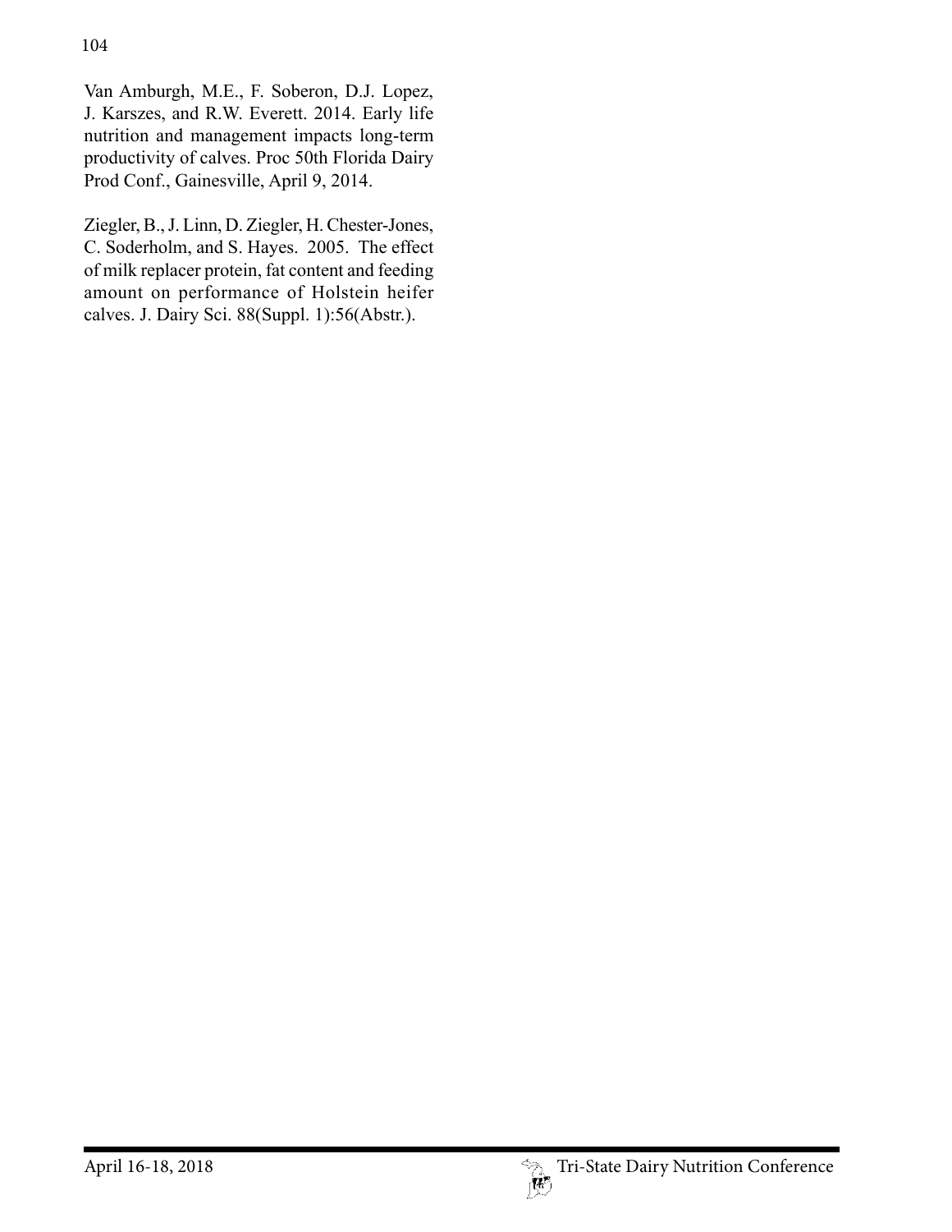Van Amburgh, M.E., F. Soberon, D.J. Lopez, J. Karszes, and R.W. Everett. 2014. Early life nutrition and management impacts long-term productivity of calves. Proc 50th Florida Dairy Prod Conf., Gainesville, April 9, 2014.

Ziegler, B., J. Linn, D. Ziegler, H. Chester-Jones, C. Soderholm, and S. Hayes. 2005. The effect of milk replacer protein, fat content and feeding amount on performance of Holstein heifer calves. J. Dairy Sci. 88(Suppl. 1):56(Abstr.).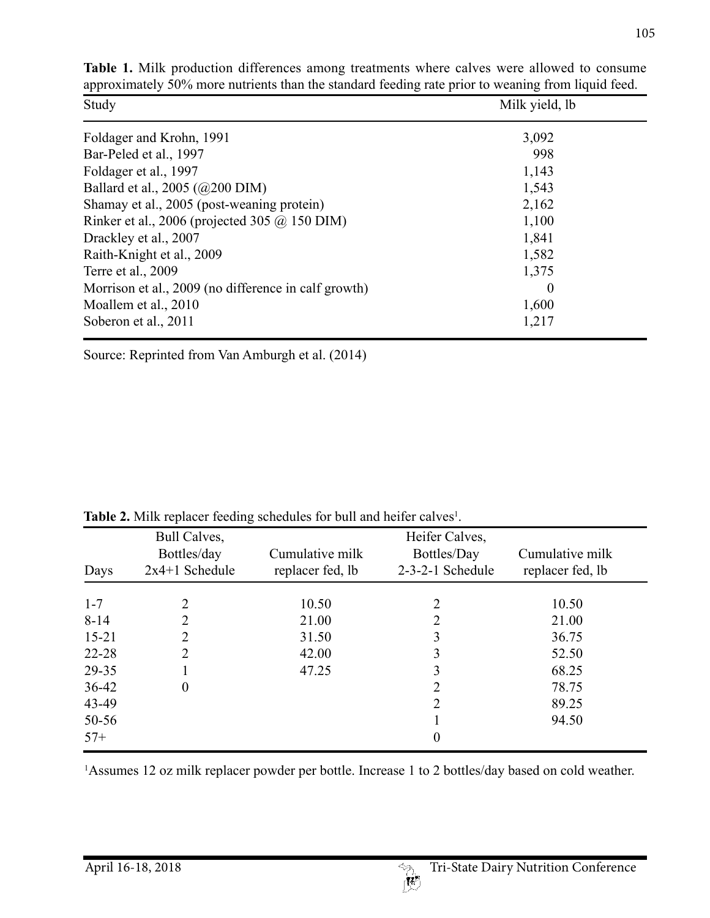**Table 1.** Milk production differences among treatments where calves were allowed to consume approximately 50% more nutrients than the standard feeding rate prior to weaning from liquid feed.

| Study | Milk yield, lb |
|---|---|
| Foldager and Krohn, 1991 | 3,092 |
| Bar-Peled et al., 1997 | 998 |
| Foldager et al., 1997 | 1,143 |
| Ballard et al., 2005 (@200 DIM) | 1,543 |
| Shamay et al., 2005 (post-weaning protein) | 2,162 |
| Rinker et al., 2006 (projected 305 @ 150 DIM) | 1,100 |
| Drackley et al., 2007 | 1,841 |
| Raith-Knight et al., 2009 | 1,582 |
| Terre et al., 2009 | 1,375 |
| Morrison et al., 2009 (no difference in calf growth) | 0 |
| Moallem et al., 2010 | 1,600 |
| Soberon et al., 2011 | 1,217 |

Source: Reprinted from Van Amburgh et al. (2014)

**Table 2.** Milk replacer feeding schedules for bull and heifer calves[1].

| Days | Bull Calves, Bottles/day 2x4+1 Schedule | Cumulative milk replacer fed, lb | Heifer Calves, Bottles/Day 2-3-2-1 Schedule | Cumulative milk replacer fed, lb |
|---|---|---|---|---|
| 1-7 | 2 | 10.50 | 2 | 10.50 |
| 8-14 | 2 | 21.00 | 2 | 21.00 |
| 15-21 | 2 | 31.50 | 3 | 36.75 |
| 22-28 | 2 | 42.00 | 3 | 52.50 |
| 29-35 | 1 | 47.25 | 3 | 68.25 |
| 36-42 | 0 | | 2 | 78.75 |
| 43-49 | | | 2 | 89.25 |
| 50-56 | | | 1 | 94.50 |
| 57+ | | | 0 | |

[1]Assumes 12 oz milk replacer powder per bottle. Increase 1 to 2 bottles/day based on cold weather.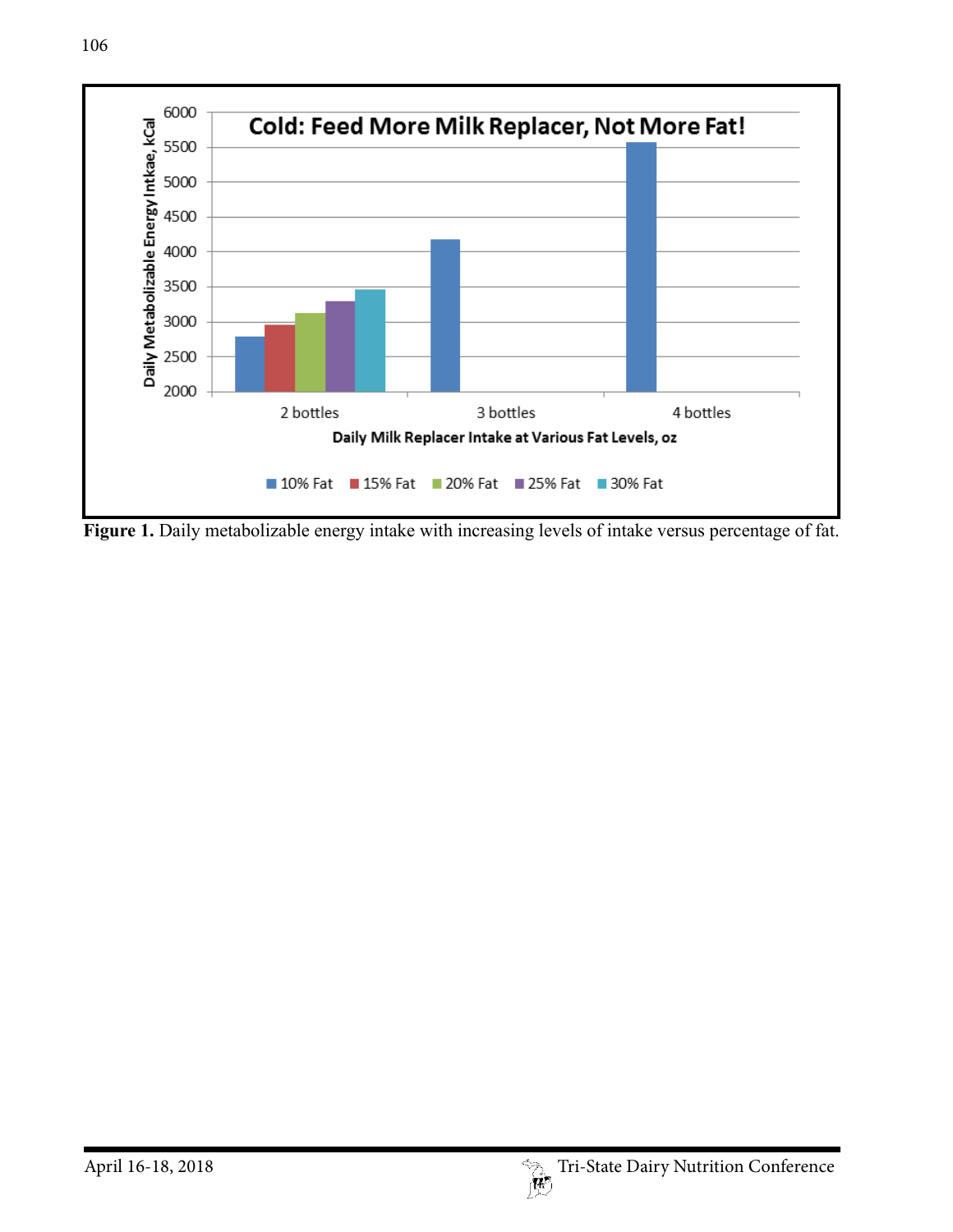Cold: Feed More Milk Replacer, Not More Fat!

Daily Metabolizable Energy Intkae, kCal

6000
5500
5000
4500
4000
3500
3000
2500
2000

2 bottles
3 bottles
4 bottles

Daily Milk Replacer Intake at Various Fat Levels, oz

10% Fat
15% Fat
20% Fat
25% Fat
30% Fat

**Figure 1.** Daily metabolizable energy intake with increasing levels of intake versus percentage of fat.